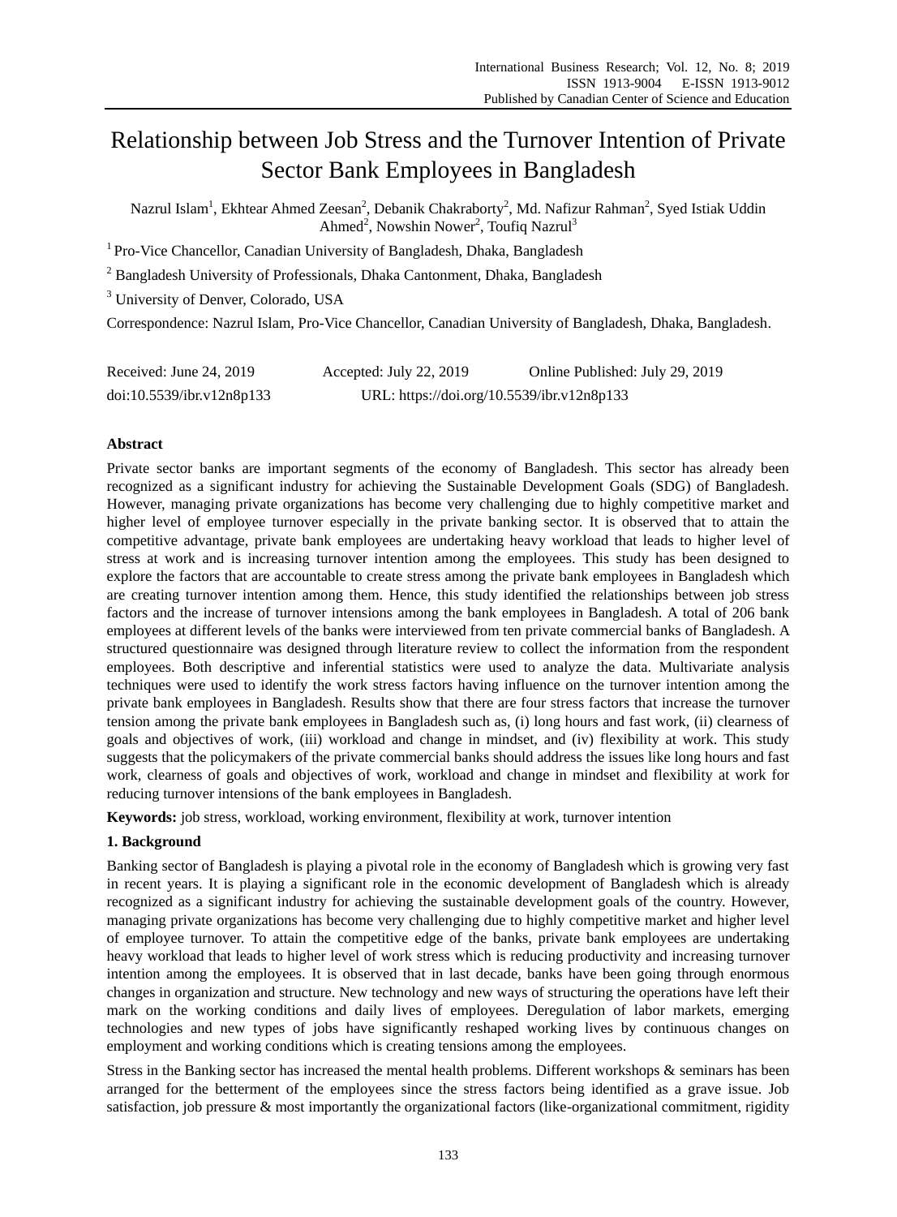# Relationship between Job Stress and the Turnover Intention of Private Sector Bank Employees in Bangladesh

Nazrul Islam[1], Ekhtear Ahmed Zeesan[2], Debanik Chakraborty[2], Md. Nafizur Rahman[2], Syed Istiak Uddin Ahmed[2], Nowshin Nower[2], Toufiq Nazrul[3]

[1] Pro-Vice Chancellor, Canadian University of Bangladesh, Dhaka, Bangladesh

[2] Bangladesh University of Professionals, Dhaka Cantonment, Dhaka, Bangladesh

[3] University of Denver, Colorado, USA

Correspondence: Nazrul Islam, Pro-Vice Chancellor, Canadian University of Bangladesh, Dhaka, Bangladesh.

Received: June 24, 2019 Accepted: July 22, 2019 Online Published: July 29, 2019

doi:10.5539/ibr.v12n8p133 URL: https://doi.org/10.5539/ibr.v12n8p133

## Abstract

Private sector banks are important segments of the economy of Bangladesh. This sector has already been recognized as a significant industry for achieving the Sustainable Development Goals (SDG) of Bangladesh. However, managing private organizations has become very challenging due to highly competitive market and higher level of employee turnover especially in the private banking sector. It is observed that to attain the competitive advantage, private bank employees are undertaking heavy workload that leads to higher level of stress at work and is increasing turnover intention among the employees. This study has been designed to explore the factors that are accountable to create stress among the private bank employees in Bangladesh which are creating turnover intention among them. Hence, this study identified the relationships between job stress factors and the increase of turnover intensions among the bank employees in Bangladesh. A total of 206 bank employees at different levels of the banks were interviewed from ten private commercial banks of Bangladesh. A structured questionnaire was designed through literature review to collect the information from the respondent employees. Both descriptive and inferential statistics were used to analyze the data. Multivariate analysis techniques were used to identify the work stress factors having influence on the turnover intention among the private bank employees in Bangladesh. Results show that there are four stress factors that increase the turnover tension among the private bank employees in Bangladesh such as, (i) long hours and fast work, (ii) clearness of goals and objectives of work, (iii) workload and change in mindset, and (iv) flexibility at work. This study suggests that the policymakers of the private commercial banks should address the issues like long hours and fast work, clearness of goals and objectives of work, workload and change in mindset and flexibility at work for reducing turnover intensions of the bank employees in Bangladesh.

**Keywords:** job stress, workload, working environment, flexibility at work, turnover intention

## 1. Background

Banking sector of Bangladesh is playing a pivotal role in the economy of Bangladesh which is growing very fast in recent years. It is playing a significant role in the economic development of Bangladesh which is already recognized as a significant industry for achieving the sustainable development goals of the country. However, managing private organizations has become very challenging due to highly competitive market and higher level of employee turnover. To attain the competitive edge of the banks, private bank employees are undertaking heavy workload that leads to higher level of work stress which is reducing productivity and increasing turnover intention among the employees. It is observed that in last decade, banks have been going through enormous changes in organization and structure. New technology and new ways of structuring the operations have left their mark on the working conditions and daily lives of employees. Deregulation of labor markets, emerging technologies and new types of jobs have significantly reshaped working lives by continuous changes on employment and working conditions which is creating tensions among the employees.

Stress in the Banking sector has increased the mental health problems. Different workshops & seminars has been arranged for the betterment of the employees since the stress factors being identified as a grave issue. Job satisfaction, job pressure & most importantly the organizational factors (like-organizational commitment, rigidity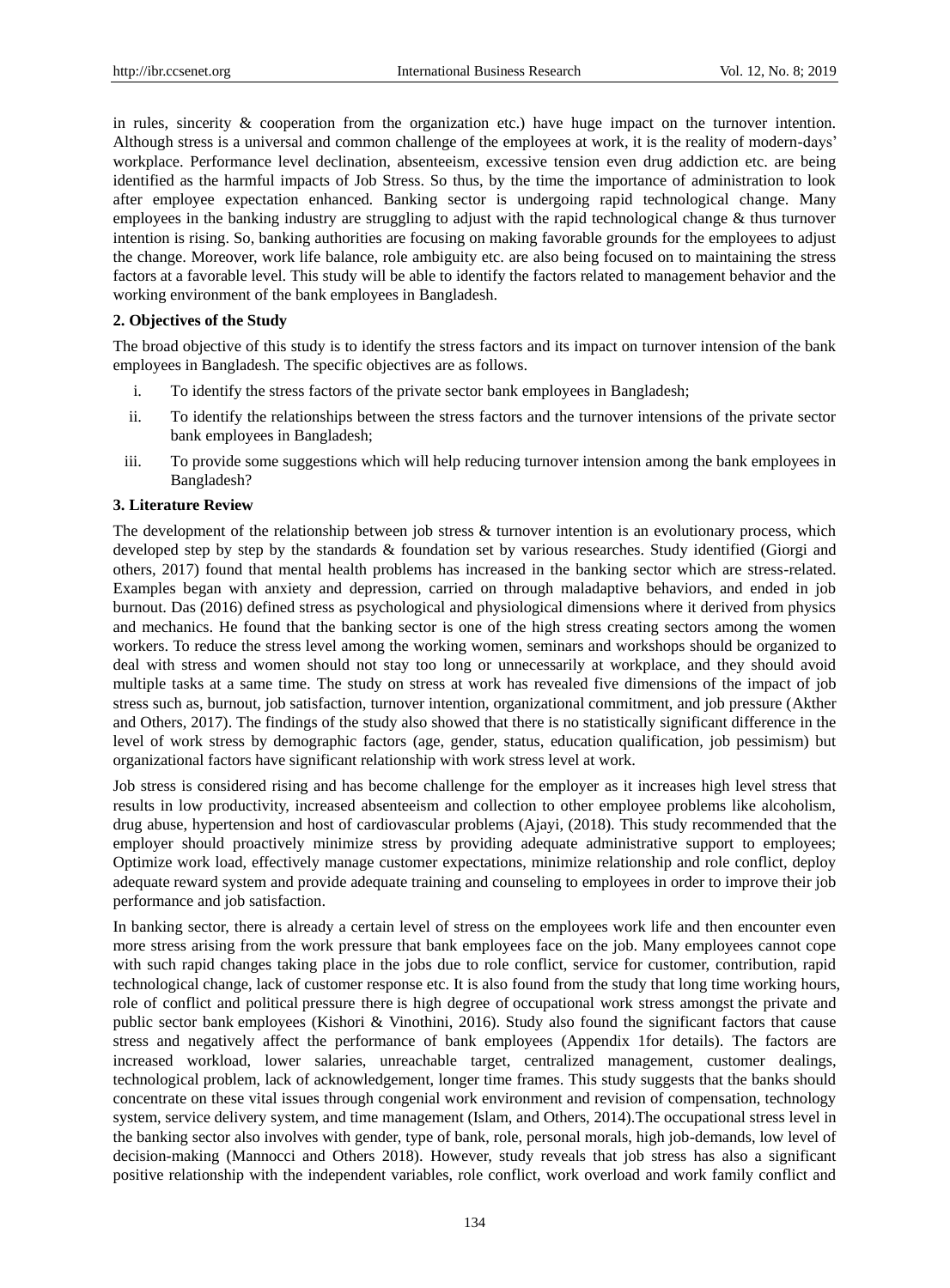in rules, sincerity & cooperation from the organization etc.) have huge impact on the turnover intention. Although stress is a universal and common challenge of the employees at work, it is the reality of modern-days' workplace. Performance level declination, absenteeism, excessive tension even drug addiction etc. are being identified as the harmful impacts of Job Stress. So thus, by the time the importance of administration to look after employee expectation enhanced. Banking sector is undergoing rapid technological change. Many employees in the banking industry are struggling to adjust with the rapid technological change & thus turnover intention is rising. So, banking authorities are focusing on making favorable grounds for the employees to adjust the change. Moreover, work life balance, role ambiguity etc. are also being focused on to maintaining the stress factors at a favorable level. This study will be able to identify the factors related to management behavior and the working environment of the bank employees in Bangladesh.

## 2. Objectives of the Study

The broad objective of this study is to identify the stress factors and its impact on turnover intension of the bank employees in Bangladesh. The specific objectives are as follows.

i. To identify the stress factors of the private sector bank employees in Bangladesh;

ii. To identify the relationships between the stress factors and the turnover intensions of the private sector bank employees in Bangladesh;

iii. To provide some suggestions which will help reducing turnover intension among the bank employees in Bangladesh?

## 3. Literature Review

The development of the relationship between job stress & turnover intention is an evolutionary process, which developed step by step by the standards & foundation set by various researches. Study identified (Giorgi and others, 2017) found that mental health problems has increased in the banking sector which are stress-related. Examples began with anxiety and depression, carried on through maladaptive behaviors, and ended in job burnout. Das (2016) defined stress as psychological and physiological dimensions where it derived from physics and mechanics. He found that the banking sector is one of the high stress creating sectors among the women workers. To reduce the stress level among the working women, seminars and workshops should be organized to deal with stress and women should not stay too long or unnecessarily at workplace, and they should avoid multiple tasks at a same time. The study on stress at work has revealed five dimensions of the impact of job stress such as, burnout, job satisfaction, turnover intention, organizational commitment, and job pressure (Akther and Others, 2017). The findings of the study also showed that there is no statistically significant difference in the level of work stress by demographic factors (age, gender, status, education qualification, job pessimism) but organizational factors have significant relationship with work stress level at work.

Job stress is considered rising and has become challenge for the employer as it increases high level stress that results in low productivity, increased absenteeism and collection to other employee problems like alcoholism, drug abuse, hypertension and host of cardiovascular problems (Ajayi, (2018). This study recommended that the employer should proactively minimize stress by providing adequate administrative support to employees; Optimize work load, effectively manage customer expectations, minimize relationship and role conflict, deploy adequate reward system and provide adequate training and counseling to employees in order to improve their job performance and job satisfaction.

In banking sector, there is already a certain level of stress on the employees work life and then encounter even more stress arising from the work pressure that bank employees face on the job. Many employees cannot cope with such rapid changes taking place in the jobs due to role conflict, service for customer, contribution, rapid technological change, lack of customer response etc. It is also found from the study that long time working hours, role of conflict and political pressure there is high degree of occupational work stress amongst the private and public sector bank employees (Kishori & Vinothini, 2016). Study also found the significant factors that cause stress and negatively affect the performance of bank employees (Appendix 1for details). The factors are increased workload, lower salaries, unreachable target, centralized management, customer dealings, technological problem, lack of acknowledgement, longer time frames. This study suggests that the banks should concentrate on these vital issues through congenial work environment and revision of compensation, technology system, service delivery system, and time management (Islam, and Others, 2014).The occupational stress level in the banking sector also involves with gender, type of bank, role, personal morals, high job-demands, low level of decision-making (Mannocci and Others 2018). However, study reveals that job stress has also a significant positive relationship with the independent variables, role conflict, work overload and work family conflict and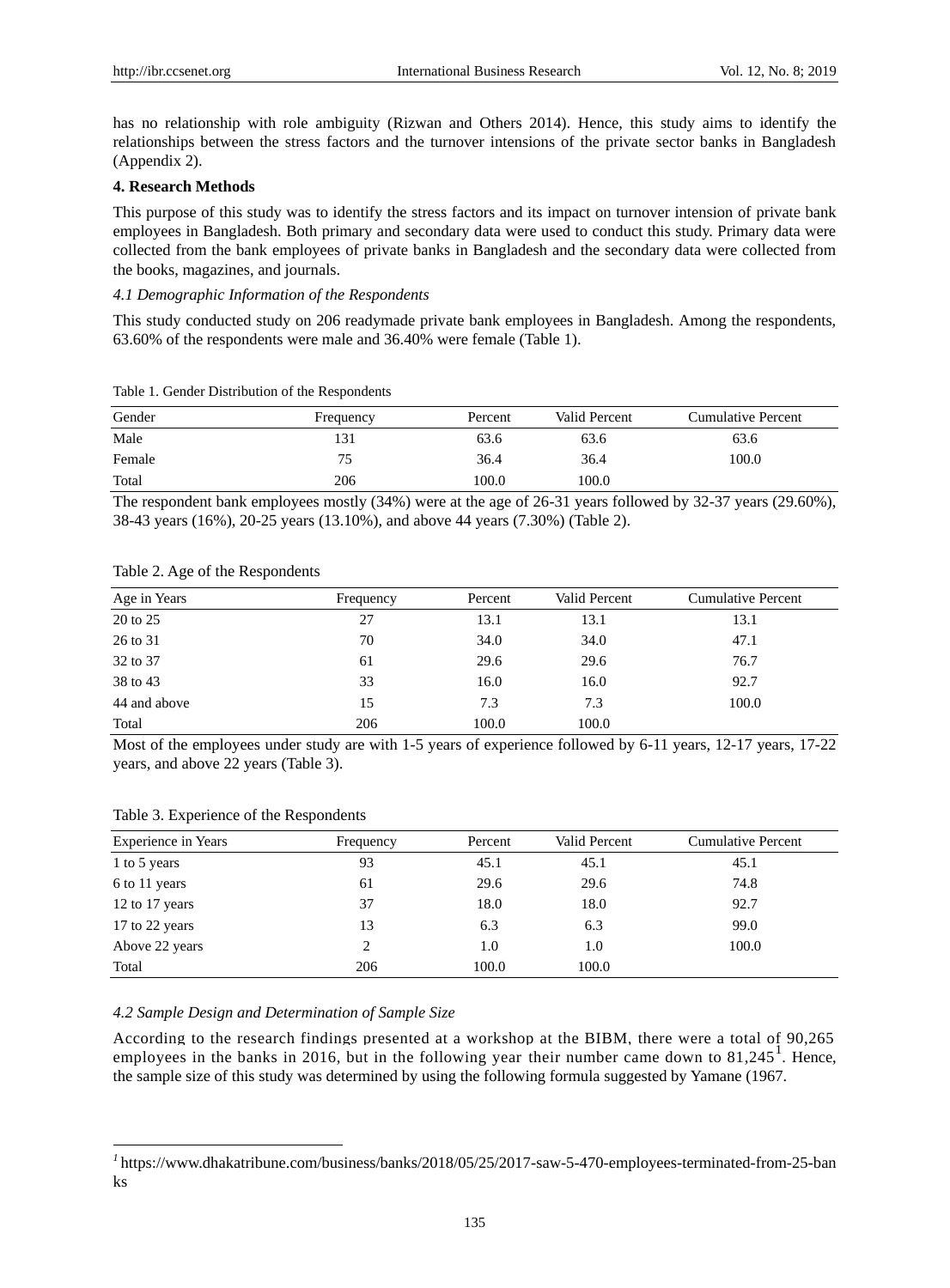has no relationship with role ambiguity (Rizwan and Others 2014). Hence, this study aims to identify the relationships between the stress factors and the turnover intensions of the private sector banks in Bangladesh (Appendix 2).

## 4. Research Methods

This purpose of this study was to identify the stress factors and its impact on turnover intension of private bank employees in Bangladesh. Both primary and secondary data were used to conduct this study. Primary data were collected from the bank employees of private banks in Bangladesh and the secondary data were collected from the books, magazines, and journals.

### *4.1 Demographic Information of the Respondents*

This study conducted study on 206 readymade private bank employees in Bangladesh. Among the respondents, 63.60% of the respondents were male and 36.40% were female (Table 1).

Table 1. Gender Distribution of the Respondents

| Gender | Frequency | Percent | Valid Percent | Cumulative Percent |
|---|---|---|---|---|
| Male | 131 | 63.6 | 63.6 | 63.6 |
| Female | 75 | 36.4 | 36.4 | 100.0 |
| Total | 206 | 100.0 | 100.0 | |

The respondent bank employees mostly (34%) were at the age of 26-31 years followed by 32-37 years (29.60%), 38-43 years (16%), 20-25 years (13.10%), and above 44 years (7.30%) (Table 2).

Table 2. Age of the Respondents

| Age in Years | Frequency | Percent | Valid Percent | Cumulative Percent |
|---|---|---|---|---|
| 20 to 25 | 27 | 13.1 | 13.1 | 13.1 |
| 26 to 31 | 70 | 34.0 | 34.0 | 47.1 |
| 32 to 37 | 61 | 29.6 | 29.6 | 76.7 |
| 38 to 43 | 33 | 16.0 | 16.0 | 92.7 |
| 44 and above | 15 | 7.3 | 7.3 | 100.0 |
| Total | 206 | 100.0 | 100.0 | |

Most of the employees under study are with 1-5 years of experience followed by 6-11 years, 12-17 years, 17-22 years, and above 22 years (Table 3).

Table 3. Experience of the Respondents

| Experience in Years | Frequency | Percent | Valid Percent | Cumulative Percent |
|---|---|---|---|---|
| 1 to 5 years | 93 | 45.1 | 45.1 | 45.1 |
| 6 to 11 years | 61 | 29.6 | 29.6 | 74.8 |
| 12 to 17 years | 37 | 18.0 | 18.0 | 92.7 |
| 17 to 22 years | 13 | 6.3 | 6.3 | 99.0 |
| Above 22 years | 2 | 1.0 | 1.0 | 100.0 |
| Total | 206 | 100.0 | 100.0 | |

### *4.2 Sample Design and Determination of Sample Size*

According to the research findings presented at a workshop at the BIBM, there were a total of 90,265 employees in the banks in 2016, but in the following year their number came down to 81,245[1]. Hence, the sample size of this study was determined by using the following formula suggested by Yamane (1967.

[1] https://www.dhakatribune.com/business/banks/2018/05/25/2017-saw-5-470-employees-terminated-from-25-banks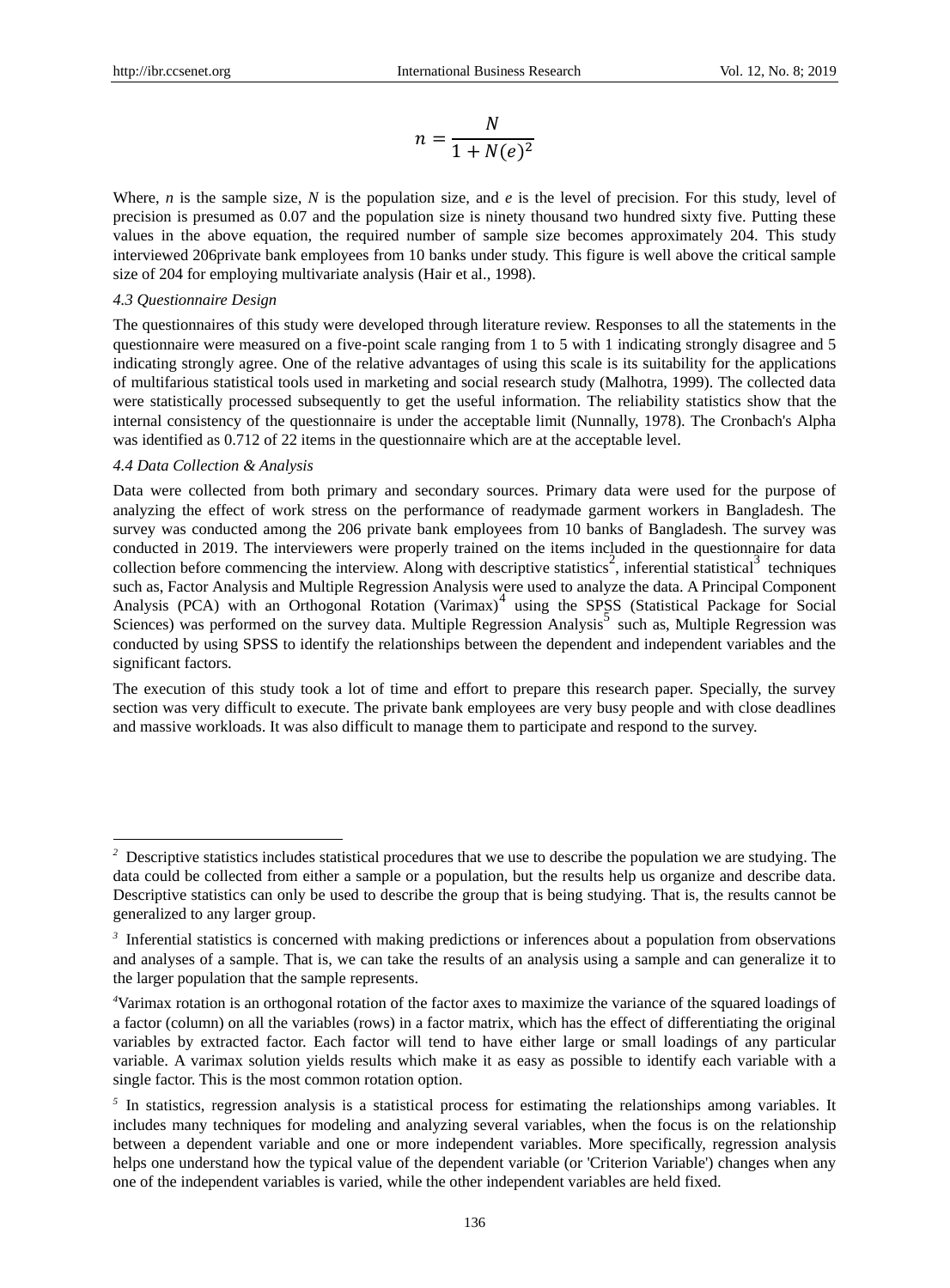$$n = \frac{N}{1 + N(e)^2}$$

Where, $n$ is the sample size, $N$ is the population size, and $e$ is the level of precision. For this study, level of precision is presumed as 0.07 and the population size is ninety thousand two hundred sixty five. Putting these values in the above equation, the required number of sample size becomes approximately 204. This study interviewed 206private bank employees from 10 banks under study. This figure is well above the critical sample size of 204 for employing multivariate analysis (Hair et al., 1998).

### *4.3 Questionnaire Design*

The questionnaires of this study were developed through literature review. Responses to all the statements in the questionnaire were measured on a five-point scale ranging from 1 to 5 with 1 indicating strongly disagree and 5 indicating strongly agree. One of the relative advantages of using this scale is its suitability for the applications of multifarious statistical tools used in marketing and social research study (Malhotra, 1999). The collected data were statistically processed subsequently to get the useful information. The reliability statistics show that the internal consistency of the questionnaire is under the acceptable limit (Nunnally, 1978). The Cronbach's Alpha was identified as 0.712 of 22 items in the questionnaire which are at the acceptable level.

### *4.4 Data Collection & Analysis*

Data were collected from both primary and secondary sources. Primary data were used for the purpose of analyzing the effect of work stress on the performance of readymade garment workers in Bangladesh. The survey was conducted among the 206 private bank employees from 10 banks of Bangladesh. The survey was conducted in 2019. The interviewers were properly trained on the items included in the questionnaire for data collection before commencing the interview. Along with descriptive statistics[2], inferential statistical[3] techniques such as, Factor Analysis and Multiple Regression Analysis were used to analyze the data. A Principal Component Analysis (PCA) with an Orthogonal Rotation (Varimax)[4] using the SPSS (Statistical Package for Social Sciences) was performed on the survey data. Multiple Regression Analysis[5] such as, Multiple Regression was conducted by using SPSS to identify the relationships between the dependent and independent variables and the significant factors.

The execution of this study took a lot of time and effort to prepare this research paper. Specially, the survey section was very difficult to execute. The private bank employees are very busy people and with close deadlines and massive workloads. It was also difficult to manage them to participate and respond to the survey.

---

[2] Descriptive statistics includes statistical procedures that we use to describe the population we are studying. The data could be collected from either a sample or a population, but the results help us organize and describe data. Descriptive statistics can only be used to describe the group that is being studying. That is, the results cannot be generalized to any larger group.

[3] Inferential statistics is concerned with making predictions or inferences about a population from observations and analyses of a sample. That is, we can take the results of an analysis using a sample and can generalize it to the larger population that the sample represents.

[4] Varimax rotation is an orthogonal rotation of the factor axes to maximize the variance of the squared loadings of a factor (column) on all the variables (rows) in a factor matrix, which has the effect of differentiating the original variables by extracted factor. Each factor will tend to have either large or small loadings of any particular variable. A varimax solution yields results which make it as easy as possible to identify each variable with a single factor. This is the most common rotation option.

[5] In statistics, regression analysis is a statistical process for estimating the relationships among variables. It includes many techniques for modeling and analyzing several variables, when the focus is on the relationship between a dependent variable and one or more independent variables. More specifically, regression analysis helps one understand how the typical value of the dependent variable (or 'Criterion Variable') changes when any one of the independent variables is varied, while the other independent variables are held fixed.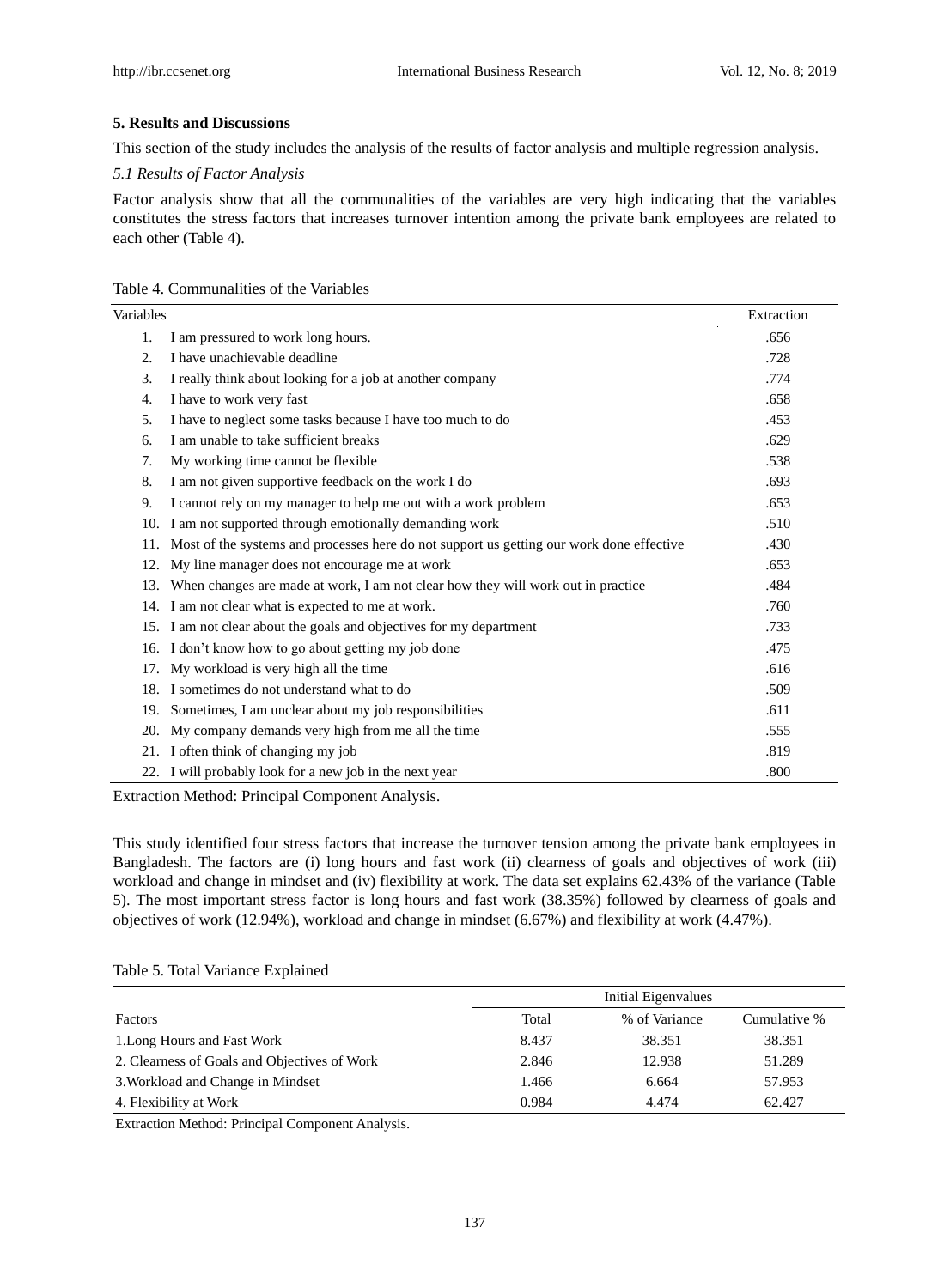## 5. Results and Discussions

This section of the study includes the analysis of the results of factor analysis and multiple regression analysis.

### *5.1 Results of Factor Analysis*

Factor analysis show that all the communalities of the variables are very high indicating that the variables constitutes the stress factors that increases turnover intention among the private bank employees are related to each other (Table 4).

Table 4. Communalities of the Variables

| Variables | Extraction |
|---|---|
| 1. I am pressured to work long hours. | .656 |
| 2. I have unachievable deadline | .728 |
| 3. I really think about looking for a job at another company | .774 |
| 4. I have to work very fast | .658 |
| 5. I have to neglect some tasks because I have too much to do | .453 |
| 6. I am unable to take sufficient breaks | .629 |
| 7. My working time cannot be flexible | .538 |
| 8. I am not given supportive feedback on the work I do | .693 |
| 9. I cannot rely on my manager to help me out with a work problem | .653 |
| 10. I am not supported through emotionally demanding work | .510 |
| 11. Most of the systems and processes here do not support us getting our work done effective | .430 |
| 12. My line manager does not encourage me at work | .653 |
| 13. When changes are made at work, I am not clear how they will work out in practice | .484 |
| 14. I am not clear what is expected to me at work. | .760 |
| 15. I am not clear about the goals and objectives for my department | .733 |
| 16. I don't know how to go about getting my job done | .475 |
| 17. My workload is very high all the time | .616 |
| 18. I sometimes do not understand what to do | .509 |
| 19. Sometimes, I am unclear about my job responsibilities | .611 |
| 20. My company demands very high from me all the time | .555 |
| 21. I often think of changing my job | .819 |
| 22. I will probably look for a new job in the next year | .800 |

Extraction Method: Principal Component Analysis.

This study identified four stress factors that increase the turnover tension among the private bank employees in Bangladesh. The factors are (i) long hours and fast work (ii) clearness of goals and objectives of work (iii) workload and change in mindset and (iv) flexibility at work. The data set explains 62.43% of the variance (Table 5). The most important stress factor is long hours and fast work (38.35%) followed by clearness of goals and objectives of work (12.94%), workload and change in mindset (6.67%) and flexibility at work (4.47%).

Table 5. Total Variance Explained

| | Initial Eigenvalues | | |
|---|---|---|---|
| Factors | Total | % of Variance | Cumulative % |
| 1.Long Hours and Fast Work | 8.437 | 38.351 | 38.351 |
| 2. Clearness of Goals and Objectives of Work | 2.846 | 12.938 | 51.289 |
| 3.Workload and Change in Mindset | 1.466 | 6.664 | 57.953 |
| 4. Flexibility at Work | 0.984 | 4.474 | 62.427 |

Extraction Method: Principal Component Analysis.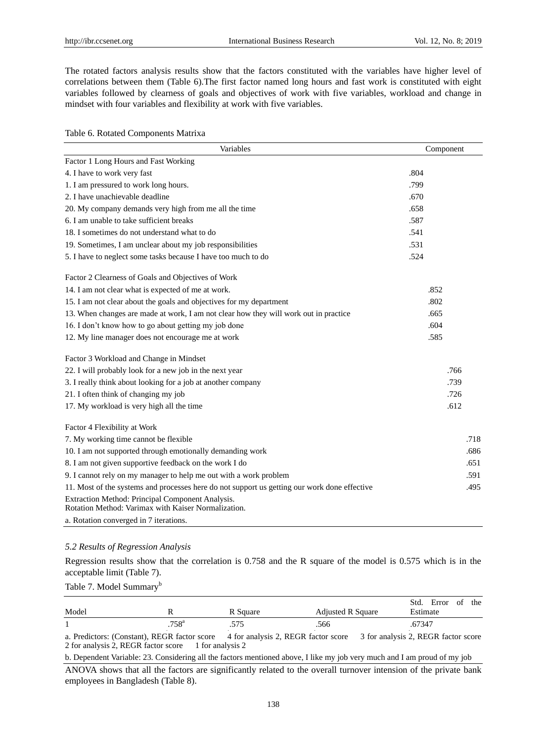The rotated factors analysis results show that the factors constituted with the variables have higher level of correlations between them (Table 6).The first factor named long hours and fast work is constituted with eight variables followed by clearness of goals and objectives of work with five variables, workload and change in mindset with four variables and flexibility at work with five variables.

Table 6. Rotated Components Matrixa

| Variables | Component | | | |
|---|---|---|---|---|
| Factor 1 Long Hours and Fast Working | | | | |
| 4. I have to work very fast | .804 | | | |
| 1. I am pressured to work long hours. | .799 | | | |
| 2. I have unachievable deadline | .670 | | | |
| 20. My company demands very high from me all the time | .658 | | | |
| 6. I am unable to take sufficient breaks | .587 | | | |
| 18. I sometimes do not understand what to do | .541 | | | |
| 19. Sometimes, I am unclear about my job responsibilities | .531 | | | |
| 5. I have to neglect some tasks because I have too much to do | .524 | | | |
| Factor 2 Clearness of Goals and Objectives of Work | | | | |
| 14. I am not clear what is expected of me at work. | | .852 | | |
| 15. I am not clear about the goals and objectives for my department | | .802 | | |
| 13. When changes are made at work, I am not clear how they will work out in practice | | .665 | | |
| 16. I don't know how to go about getting my job done | | .604 | | |
| 12. My line manager does not encourage me at work | | .585 | | |
| Factor 3 Workload and Change in Mindset | | | | |
| 22. I will probably look for a new job in the next year | | | .766 | |
| 3. I really think about looking for a job at another company | | | .739 | |
| 21. I often think of changing my job | | | .726 | |
| 17. My workload is very high all the time | | | .612 | |
| Factor 4 Flexibility at Work | | | | |
| 7. My working time cannot be flexible | | | | .718 |
| 10. I am not supported through emotionally demanding work | | | | .686 |
| 8. I am not given supportive feedback on the work I do | | | | .651 |
| 9. I cannot rely on my manager to help me out with a work problem | | | | .591 |
| 11. Most of the systems and processes here do not support us getting our work done effective | | | | .495 |

Extraction Method: Principal Component Analysis.
Rotation Method: Varimax with Kaiser Normalization.

a. Rotation converged in 7 iterations.

### *5.2 Results of Regression Analysis*

Regression results show that the correlation is 0.758 and the R square of the model is 0.575 which is in the acceptable limit (Table 7).

Table 7. Model Summary[b]

| Model | R | R Square | Adjusted R Square | Std. Error of the Estimate |
|---|---|---|---|---|
| 1 | .758[a] | .575 | .566 | .67347 |

a. Predictors: (Constant), REGR factor score 4 for analysis 2, REGR factor score 3 for analysis 2, REGR factor score 2 for analysis 2, REGR factor score 1 for analysis 2

b. Dependent Variable: 23. Considering all the factors mentioned above, I like my job very much and I am proud of my job

ANOVA shows that all the factors are significantly related to the overall turnover intension of the private bank employees in Bangladesh (Table 8).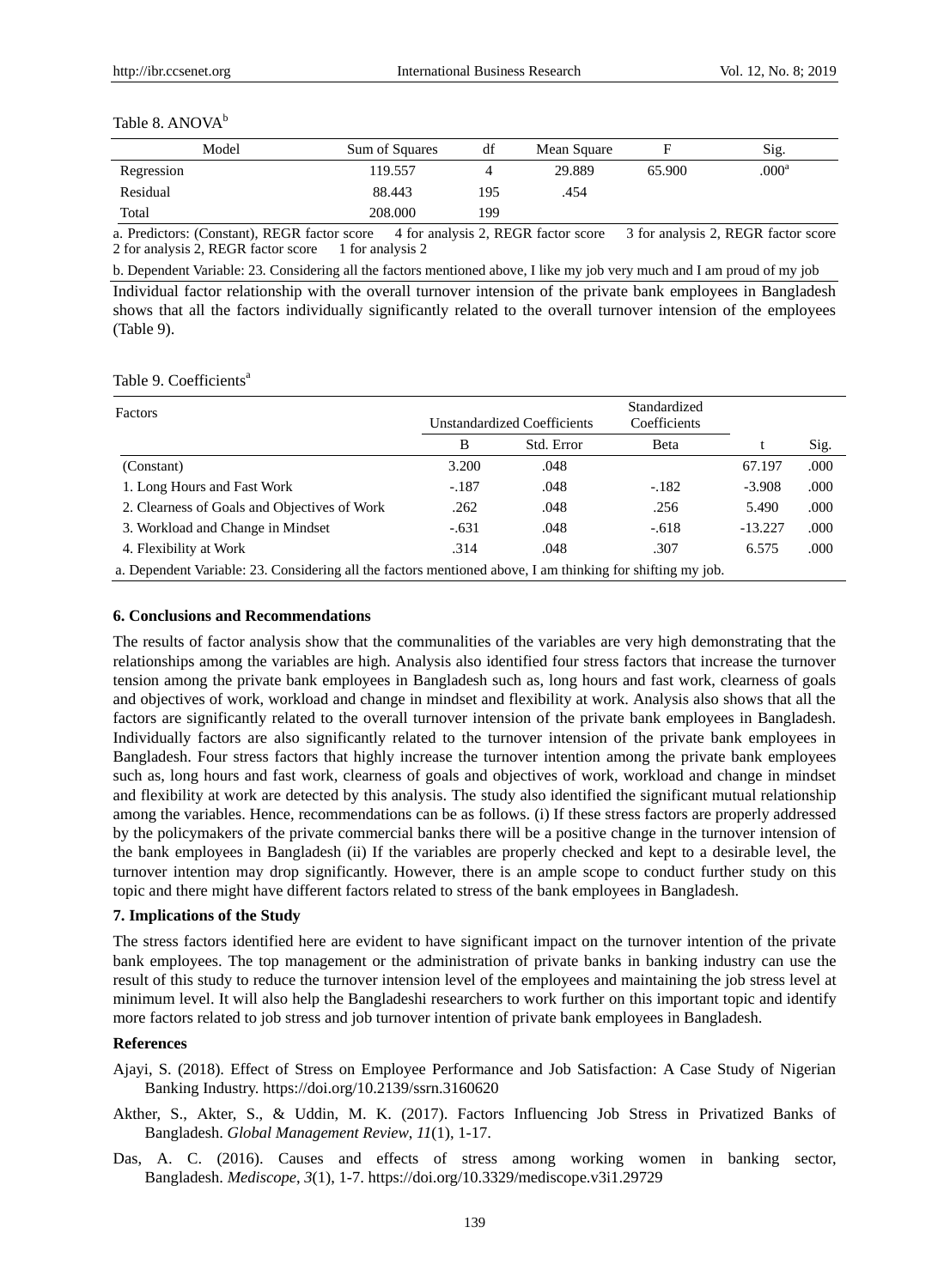Table 8. ANOVA[b]

| Model | Sum of Squares | df | Mean Square | F | Sig. |
|---|---|---|---|---|---|
| Regression | 119.557 | 4 | 29.889 | 65.900 | .000[a] |
| Residual | 88.443 | 195 | .454 | | |
| Total | 208.000 | 199 | | | |

a. Predictors: (Constant), REGR factor score 4 for analysis 2, REGR factor score 3 for analysis 2, REGR factor score 2 for analysis 2, REGR factor score 1 for analysis 2

b. Dependent Variable: 23. Considering all the factors mentioned above, I like my job very much and I am proud of my job

Individual factor relationship with the overall turnover intension of the private bank employees in Bangladesh shows that all the factors individually significantly related to the overall turnover intension of the employees (Table 9).

Table 9. Coefficients[a]

| Factors | Unstandardized Coefficients | | Standardized Coefficients | | |
|---|---|---|---|---|---|
| | B | Std. Error | Beta | t | Sig. |
| (Constant) | 3.200 | .048 | | 67.197 | .000 |
| 1. Long Hours and Fast Work | -.187 | .048 | -.182 | -3.908 | .000 |
| 2. Clearness of Goals and Objectives of Work | .262 | .048 | .256 | 5.490 | .000 |
| 3. Workload and Change in Mindset | -.631 | .048 | -.618 | -13.227 | .000 |
| 4. Flexibility at Work | .314 | .048 | .307 | 6.575 | .000 |

a. Dependent Variable: 23. Considering all the factors mentioned above, I am thinking for shifting my job.

## 6. Conclusions and Recommendations

The results of factor analysis show that the communalities of the variables are very high demonstrating that the relationships among the variables are high. Analysis also identified four stress factors that increase the turnover tension among the private bank employees in Bangladesh such as, long hours and fast work, clearness of goals and objectives of work, workload and change in mindset and flexibility at work. Analysis also shows that all the factors are significantly related to the overall turnover intension of the private bank employees in Bangladesh. Individually factors are also significantly related to the turnover intension of the private bank employees in Bangladesh. Four stress factors that highly increase the turnover intention among the private bank employees such as, long hours and fast work, clearness of goals and objectives of work, workload and change in mindset and flexibility at work are detected by this analysis. The study also identified the significant mutual relationship among the variables. Hence, recommendations can be as follows. (i) If these stress factors are properly addressed by the policymakers of the private commercial banks there will be a positive change in the turnover intension of the bank employees in Bangladesh (ii) If the variables are properly checked and kept to a desirable level, the turnover intention may drop significantly. However, there is an ample scope to conduct further study on this topic and there might have different factors related to stress of the bank employees in Bangladesh.

## 7. Implications of the Study

The stress factors identified here are evident to have significant impact on the turnover intention of the private bank employees. The top management or the administration of private banks in banking industry can use the result of this study to reduce the turnover intension level of the employees and maintaining the job stress level at minimum level. It will also help the Bangladeshi researchers to work further on this important topic and identify more factors related to job stress and job turnover intention of private bank employees in Bangladesh.

## References

Ajayi, S. (2018). Effect of Stress on Employee Performance and Job Satisfaction: A Case Study of Nigerian Banking Industry. https://doi.org/10.2139/ssrn.3160620

Akther, S., Akter, S., & Uddin, M. K. (2017). Factors Influencing Job Stress in Privatized Banks of Bangladesh. *Global Management Review*, *11*(1), 1-17.

Das, A. C. (2016). Causes and effects of stress among working women in banking sector, Bangladesh. *Mediscope*, *3*(1), 1-7. https://doi.org/10.3329/mediscope.v3i1.29729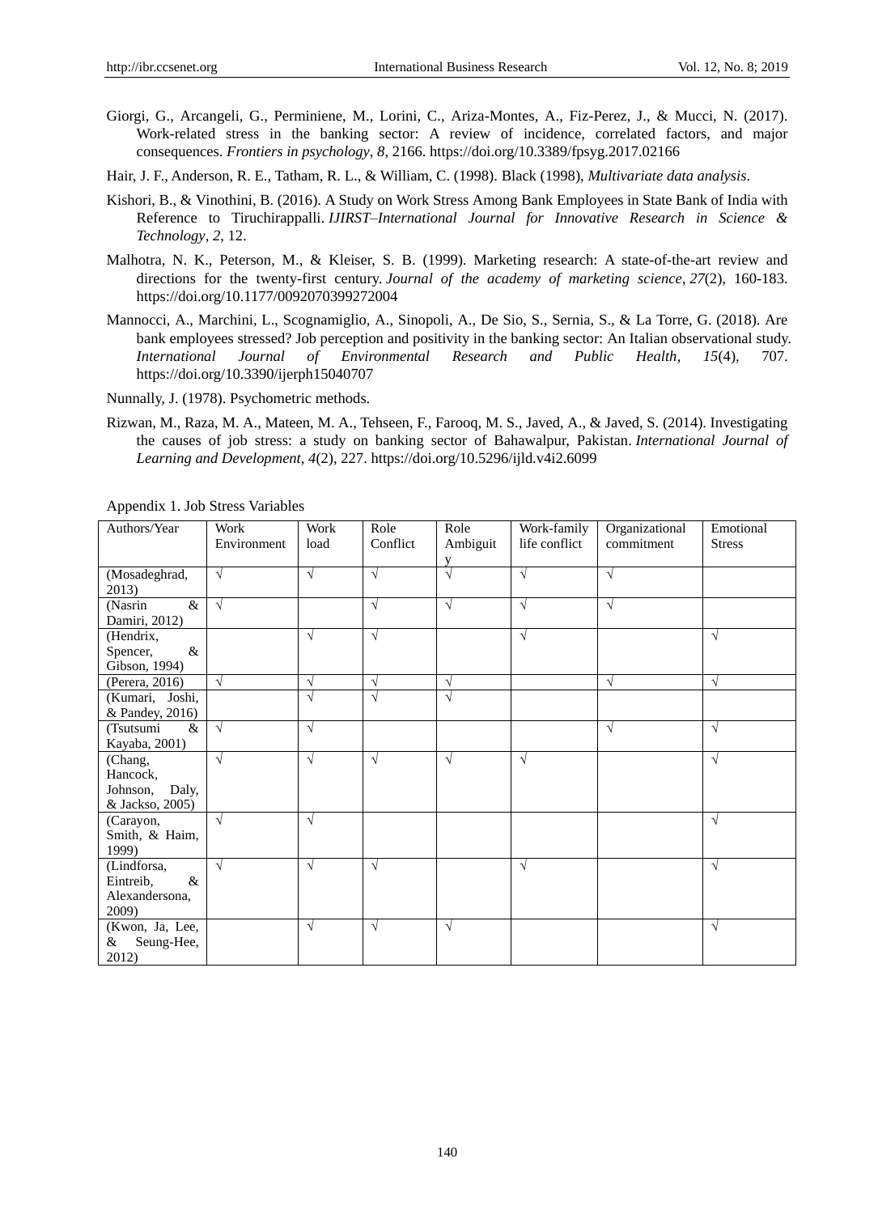Giorgi, G., Arcangeli, G., Perminiene, M., Lorini, C., Ariza-Montes, A., Fiz-Perez, J., & Mucci, N. (2017). Work-related stress in the banking sector: A review of incidence, correlated factors, and major consequences. *Frontiers in psychology*, *8*, 2166. https://doi.org/10.3389/fpsyg.2017.02166

Hair, J. F., Anderson, R. E., Tatham, R. L., & William, C. (1998). Black (1998), *Multivariate data analysis*.

Kishori, B., & Vinothini, B. (2016). A Study on Work Stress Among Bank Employees in State Bank of India with Reference to Tiruchirappalli. *IJIRST–International Journal for Innovative Research in Science & Technology*, *2*, 12.

Malhotra, N. K., Peterson, M., & Kleiser, S. B. (1999). Marketing research: A state-of-the-art review and directions for the twenty-first century. *Journal of the academy of marketing science*, *27*(2), 160-183. https://doi.org/10.1177/0092070399272004

Mannocci, A., Marchini, L., Scognamiglio, A., Sinopoli, A., De Sio, S., Sernia, S., & La Torre, G. (2018). Are bank employees stressed? Job perception and positivity in the banking sector: An Italian observational study. *International Journal of Environmental Research and Public Health*, *15*(4), 707. https://doi.org/10.3390/ijerph15040707

Nunnally, J. (1978). Psychometric methods.

Rizwan, M., Raza, M. A., Mateen, M. A., Tehseen, F., Farooq, M. S., Javed, A., & Javed, S. (2014). Investigating the causes of job stress: a study on banking sector of Bahawalpur, Pakistan. *International Journal of Learning and Development*, *4*(2), 227. https://doi.org/10.5296/ijld.v4i2.6099

Appendix 1. Job Stress Variables

| Authors/Year | Work Environment | Work load | Role Conflict | Role Ambiguity | Work-family life conflict | Organizational commitment | Emotional Stress |
|---|---|---|---|---|---|---|---|
| (Mosadeghrad, 2013) | √ | √ | √ | √ | √ | √ | |
| (Nasrin & Damiri, 2012) | √ | | √ | √ | √ | √ | |
| (Hendrix, Spencer, & Gibson, 1994) | | √ | √ | | √ | | √ |
| (Perera, 2016) | √ | √ | √ | √ | | √ | √ |
| (Kumari, Joshi, & Pandey, 2016) | | √ | √ | √ | | | |
| (Tsutsumi & Kayaba, 2001) | √ | √ | | | | √ | √ |
| (Chang, Hancock, Johnson, Daly, & Jackso, 2005) | √ | √ | √ | √ | √ | | √ |
| (Carayon, Smith, & Haim, 1999) | √ | √ | | | | | √ |
| (Lindforsa, Eintreib, & Alexandersona, 2009) | √ | √ | √ | | √ | | √ |
| (Kwon, Ja, Lee, & Seung-Hee, 2012) | | √ | √ | √ | | | √ |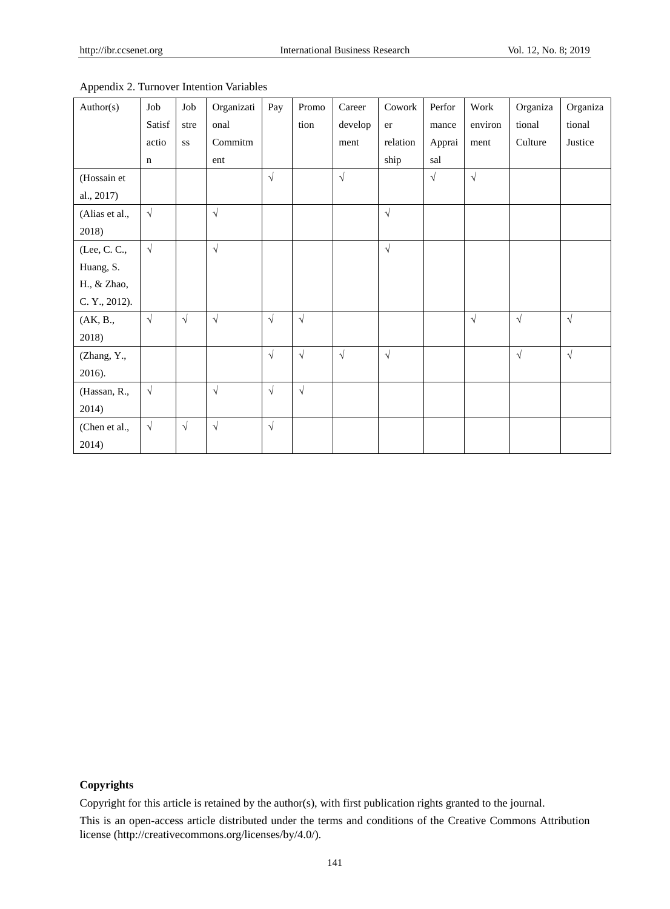Appendix 2. Turnover Intention Variables

| Author(s) | Job Satisfaction | Job stress | Organizational Commitment | Pay | Promotion | Career development | Coworker relationship | Performance Appraisal | Work environment | Organizational Culture | Organizational Justice |
|---|---|---|---|---|---|---|---|---|---|---|---|
| (Hossain et al., 2017) | | | | √ | | √ | | √ | √ | | |
| (Alias et al., 2018) | √ | | √ | | | | √ | | | | |
| (Lee, C. C., Huang, S. H., & Zhao, C. Y., 2012). | √ | | √ | | | | √ | | | | |
| (AK, B., 2018) | √ | √ | √ | √ | √ | | | | √ | √ | √ |
| (Zhang, Y., 2016). | | | | √ | √ | √ | √ | | | √ | √ |
| (Hassan, R., 2014) | √ | | √ | √ | √ | | | | | | |
| (Chen et al., 2014) | √ | √ | √ | √ | | | | | | | |

**Copyrights**

Copyright for this article is retained by the author(s), with first publication rights granted to the journal.

This is an open-access article distributed under the terms and conditions of the Creative Commons Attribution license (http://creativecommons.org/licenses/by/4.0/).